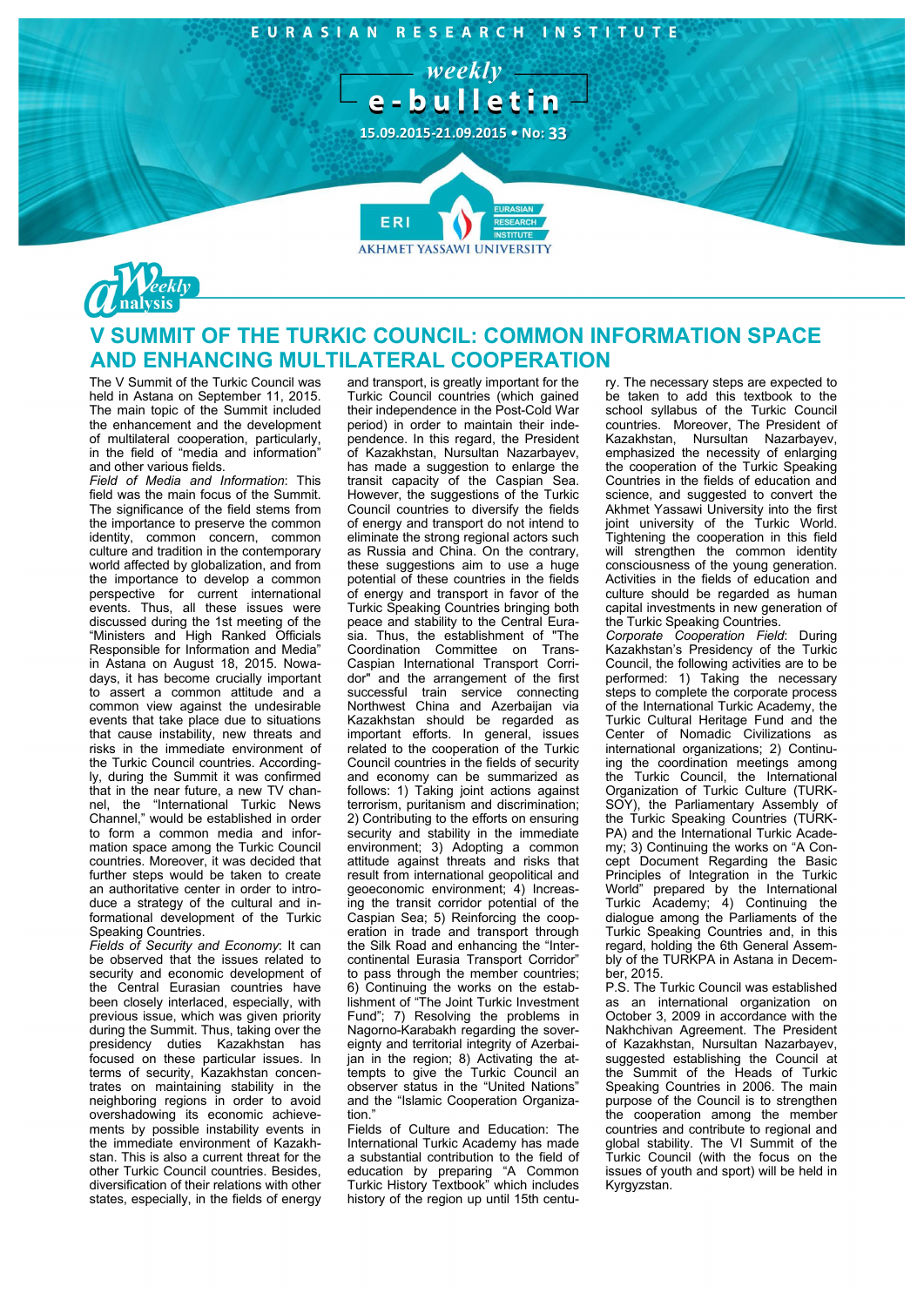EURASIAN RESEARCH INSTITUTE

weekly

# e-bulletin

15.09.2015-21.09.2015 • No: 33

Weekly Analysis

## V SUMMIT OF THE TURKIC COUNCIL: COMMON INFORMATION SPACE AND ENHANCING MULTILATERAL COOPERATION

The V Summit of the Turkic Council was held in Astana on September 11, 2015. The main topic of the Summit included the enhancement and the development of multilateral cooperation, particularly, in the field of "media and information" and other various fields.

*Field of Media and Information*: This field was the main focus of the Summit. The significance of the field stems from the importance to preserve the common identity, common concern, common culture and tradition in the contemporary world affected by globalization, and from the importance to develop a common perspective for current international events. Thus, all these issues were discussed during the 1st meeting of the "Ministers and High Ranked Officials Responsible for Information and Media" in Astana on August 18, 2015. Nowadays, it has become crucially important to assert a common attitude and a common view against the undesirable events that take place due to situations that cause instability, new threats and risks in the immediate environment of the Turkic Council countries. Accordingly, during the Summit it was confirmed that in the near future, a new TV channel, the "International Turkic News Channel," would be established in order to form a common media and information space among the Turkic Council countries. Moreover, it was decided that further steps would be taken to create an authoritative center in order to introduce a strategy of the cultural and informational development of the Turkic Speaking Countries.

*Fields of Security and Economy*: It can be observed that the issues related to security and economic development of the Central Eurasian countries have been closely interlaced, especially, with previous issue, which was given priority during the Summit. Thus, taking over the presidency duties Kazakhstan has focused on these particular issues. In terms of security, Kazakhstan concentrates on maintaining stability in the neighboring regions in order to avoid overshadowing its economic achievements by possible instability events in the immediate environment of Kazakhstan. This is also a current threat for the other Turkic Council countries. Besides, diversification of their relations with other states, especially, in the fields of energy and transport, is greatly important for the Turkic Council countries (which gained their independence in the Post-Cold War period) in order to maintain their independence. In this regard, the President of Kazakhstan, Nursultan Nazarbayev, has made a suggestion to enlarge the transit capacity of the Caspian Sea. However, the suggestions of the Turkic Council countries to diversify the fields of energy and transport do not intend to eliminate the strong regional actors such as Russia and China. On the contrary, these suggestions aim to use a huge potential of these countries in the fields of energy and transport in favor of the Turkic Speaking Countries bringing both peace and stability to the Central Eurasia. Thus, the establishment of "The Coordination Committee on Trans-Caspian International Transport Corridor" and the arrangement of the first successful train service connecting Northwest China and Azerbaijan via Kazakhstan should be regarded as important efforts. In general, issues related to the cooperation of the Turkic Council countries in the fields of security and economy can be summarized as follows: 1) Taking joint actions against terrorism, puritanism and discrimination; 2) Contributing to the efforts on ensuring security and stability in the immediate environment; 3) Adopting a common attitude against threats and risks that result from international geopolitical and geoeconomic environment; 4) Increasing the transit corridor potential of the Caspian Sea; 5) Reinforcing the cooperation in trade and transport through the Silk Road and enhancing the "Intercontinental Eurasia Transport Corridor" to pass through the member countries; 6) Continuing the works on the establishment of "The Joint Turkic Investment Fund"; 7) Resolving the problems in Nagorno-Karabakh regarding the sovereignty and territorial integrity of Azerbaijan in the region; 8) Activating the attempts to give the Turkic Council an observer status in the "United Nations" and the "Islamic Cooperation Organization."

Fields of Culture and Education: The International Turkic Academy has made a substantial contribution to the field of education by preparing "A Common Turkic History Textbook" which includes history of the region up until 15th century. The necessary steps are expected to be taken to add this textbook to the school syllabus of the Turkic Council countries. Moreover, The President of Kazakhstan, Nursultan Nazarbayev, emphasized the necessity of enlarging the cooperation of the Turkic Speaking Countries in the fields of education and science, and suggested to convert the Akhmet Yassawi University into the first joint university of the Turkic World. Tightening the cooperation in this field will strengthen the common identity consciousness of the young generation. Activities in the fields of education and culture should be regarded as human capital investments in new generation of the Turkic Speaking Countries.

*Corporate Cooperation Field*: During Kazakhstan's Presidency of the Turkic Council, the following activities are to be performed: 1) Taking the necessary steps to complete the corporate process of the International Turkic Academy, the Turkic Cultural Heritage Fund and the Center of Nomadic Civilizations as international organizations; 2) Continuing the coordination meetings among the Turkic Council, the International Organization of Turkic Culture (TURKSOY), the Parliamentary Assembly of the Turkic Speaking Countries (TURKPA) and the International Turkic Academy; 3) Continuing the works on "A Concept Document Regarding the Basic Principles of Integration in the Turkic World" prepared by the International Turkic Academy; 4) Continuing the dialogue among the Parliaments of the Turkic Speaking Countries and, in this regard, holding the 6th General Assembly of the TURKPA in Astana in December, 2015.

P.S. The Turkic Council was established as an international organization on October 3, 2009 in accordance with the Nakhchivan Agreement. The President of Kazakhstan, Nursultan Nazarbayev, suggested establishing the Council at the Summit of the Heads of Turkic Speaking Countries in 2006. The main purpose of the Council is to strengthen the cooperation among the member countries and contribute to regional and global stability. The VI Summit of the Turkic Council (with the focus on the issues of youth and sport) will be held in Kyrgyzstan.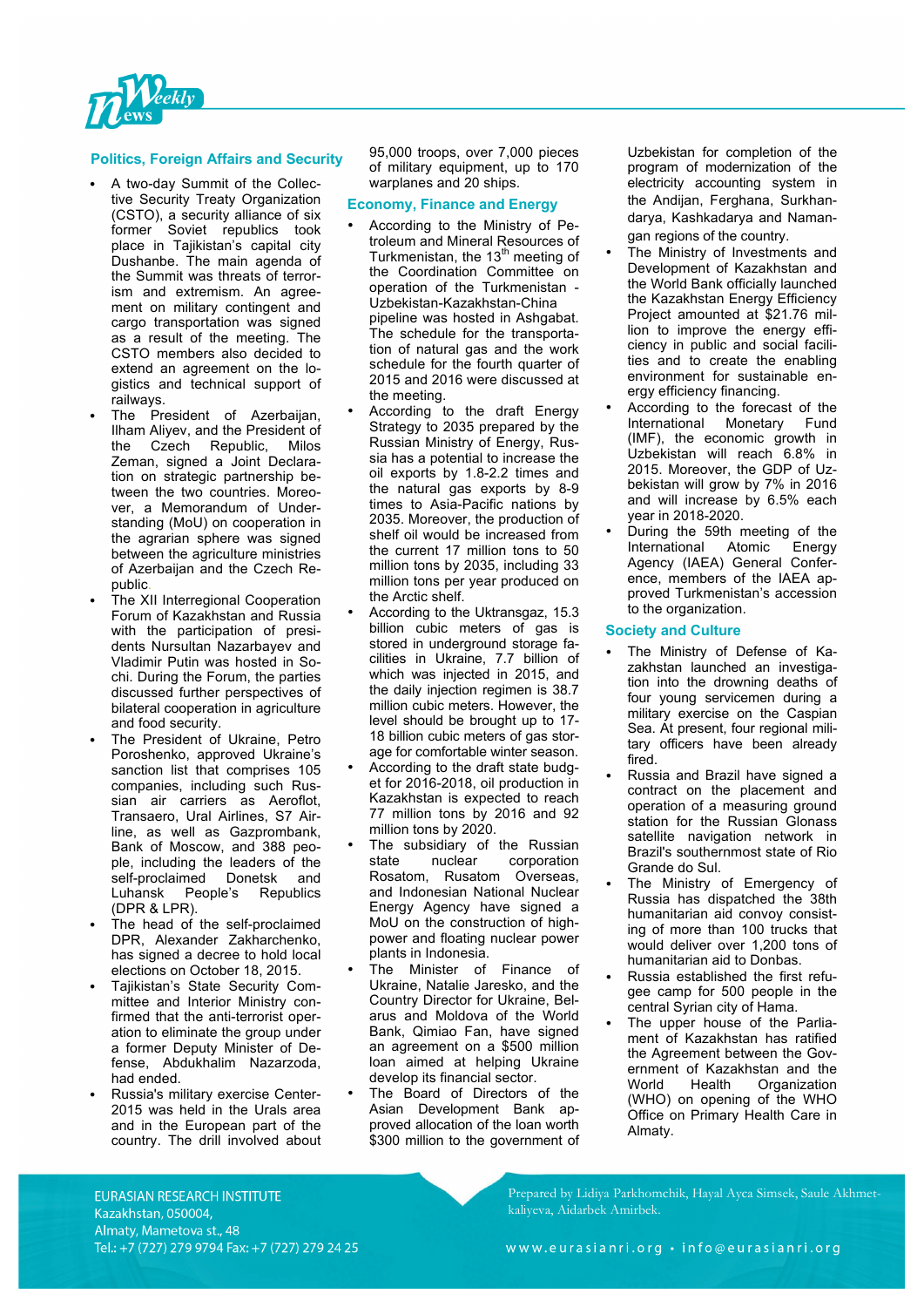## Politics, Foreign Affairs and Security

- A two-day Summit of the Collective Security Treaty Organization (CSTO), a security alliance of six former Soviet republics took place in Tajikistan's capital city Dushanbe. The main agenda of the Summit was threats of terrorism and extremism. An agreement on military contingent and cargo transportation was signed as a result of the meeting. The CSTO members also decided to extend an agreement on the logistics and technical support of railways.
- The President of Azerbaijan, Ilham Aliyev, and the President of the Czech Republic, Milos Zeman, signed a Joint Declaration on strategic partnership between the two countries. Moreover, a Memorandum of Understanding (MoU) on cooperation in the agrarian sphere was signed between the agriculture ministries of Azerbaijan and the Czech Republic.
- The XII Interregional Cooperation Forum of Kazakhstan and Russia with the participation of presidents Nursultan Nazarbayev and Vladimir Putin was hosted in Sochi. During the Forum, the parties discussed further perspectives of bilateral cooperation in agriculture and food security.
- The President of Ukraine, Petro Poroshenko, approved Ukraine's sanction list that comprises 105 companies, including such Russian air carriers as Aeroflot, Transaero, Ural Airlines, S7 Airline, as well as Gazprombank, Bank of Moscow, and 388 people, including the leaders of the self-proclaimed Donetsk and Luhansk People's Republics (DPR & LPR).
- The head of the self-proclaimed DPR, Alexander Zakharchenko, has signed a decree to hold local elections on October 18, 2015.
- Tajikistan's State Security Committee and Interior Ministry confirmed that the anti-terrorist operation to eliminate the group under a former Deputy Minister of Defense, Abdukhalim Nazarzoda, had ended.
- Russia's military exercise Center-2015 was held in the Urals area and in the European part of the country. The drill involved about 95,000 troops, over 7,000 pieces of military equipment, up to 170 warplanes and 20 ships.

## Economy, Finance and Energy

- According to the Ministry of Petroleum and Mineral Resources of Turkmenistan, the 13th meeting of the Coordination Committee on operation of the Turkmenistan - Uzbekistan-Kazakhstan-China pipeline was hosted in Ashgabat. The schedule for the transportation of natural gas and the work schedule for the fourth quarter of 2015 and 2016 were discussed at the meeting.
- According to the draft Energy Strategy to 2035 prepared by the Russian Ministry of Energy, Russia has a potential to increase the oil exports by 1.8-2.2 times and the natural gas exports by 8-9 times to Asia-Pacific nations by 2035. Moreover, the production of shelf oil would be increased from the current 17 million tons to 50 million tons by 2035, including 33 million tons per year produced on the Arctic shelf.
- According to the Uktransgaz, 15.3 billion cubic meters of gas is stored in underground storage facilities in Ukraine, 7.7 billion of which was injected in 2015, and the daily injection regimen is 38.7 million cubic meters. However, the level should be brought up to 17-18 billion cubic meters of gas storage for comfortable winter season.
- According to the draft state budget for 2016-2018, oil production in Kazakhstan is expected to reach 77 million tons by 2016 and 92 million tons by 2020.
- The subsidiary of the Russian state nuclear corporation Rosatom, Rusatom Overseas, and Indonesian National Nuclear Energy Agency have signed a MoU on the construction of high-power and floating nuclear power plants in Indonesia.
- The Minister of Finance of Ukraine, Natalie Jaresko, and the Country Director for Ukraine, Belarus and Moldova of the World Bank, Qimiao Fan, have signed an agreement on a $500 million loan aimed at helping Ukraine develop its financial sector.
- The Board of Directors of the Asian Development Bank approved allocation of the loan worth $300 million to the government of Uzbekistan for completion of the program of modernization of the electricity accounting system in the Andijan, Ferghana, Surkhandarya, Kashkadarya and Namangan regions of the country.
- The Ministry of Investments and Development of Kazakhstan and the World Bank officially launched the Kazakhstan Energy Efficiency Project amounted at $21.76 million to improve the energy efficiency in public and social facilities and to create the enabling environment for sustainable energy efficiency financing.
- According to the forecast of the International Monetary Fund (IMF), the economic growth in Uzbekistan will reach 6.8% in 2015. Moreover, the GDP of Uzbekistan will grow by 7% in 2016 and will increase by 6.5% each year in 2018-2020.
- During the 59th meeting of the International Atomic Energy Agency (IAEA) General Conference, members of the IAEA approved Turkmenistan's accession to the organization.

## Society and Culture

- The Ministry of Defense of Kazakhstan launched an investigation into the drowning deaths of four young servicemen during a military exercise on the Caspian Sea. At present, four regional military officers have been already fired.
- Russia and Brazil have signed a contract on the placement and operation of a measuring ground station for the Russian Glonass satellite navigation network in Brazil's southernmost state of Rio Grande do Sul.
- The Ministry of Emergency of Russia has dispatched the 38th humanitarian aid convoy consisting of more than 100 trucks that would deliver over 1,200 tons of humanitarian aid to Donbas.
- Russia established the first refugee camp for 500 people in the central Syrian city of Hama.
- The upper house of the Parliament of Kazakhstan has ratified the Agreement between the Government of Kazakhstan and the World Health Organization (WHO) on opening of the WHO Office on Primary Health Care in Almaty.

EURASIAN RESEARCH INSTITUTE
Kazakhstan, 050004,
Almaty, Mametova st., 48
Tel.: +7 (727) 279 9794 Fax: +7 (727) 279 24 25

Prepared by Lidiya Parkhomchik, Hayal Ayca Simsek, Saule Akhmetkaliyeva, Aidarbek Amirbek.

www.eurasianri.org • info@eurasianri.org